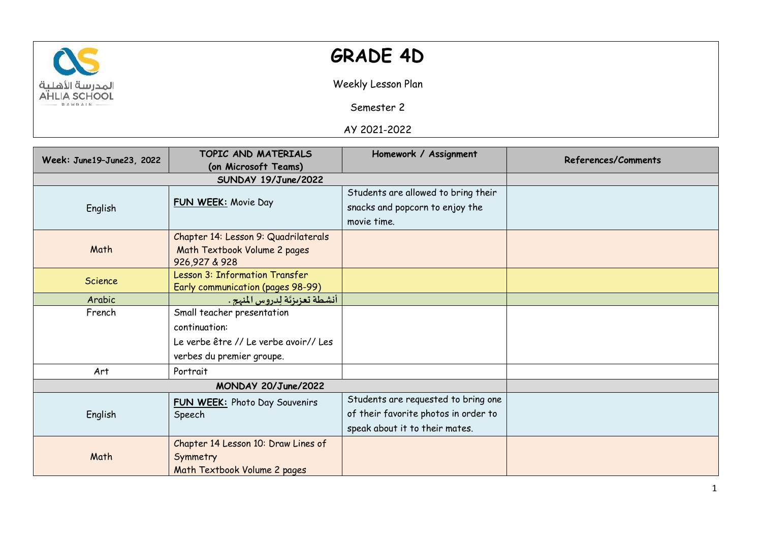# GRADE 4D

Weekly Lesson Plan

Semester 2

AY 2021-2022

| Week: June19–June23, 2022 | TOPIC AND MATERIALS (on Microsoft Teams) | Homework / Assignment | References/Comments |
|---|---|---|---|
| **SUNDAY 19/June/2022** | | | |
| English | **FUN WEEK:** Movie Day | Students are allowed to bring their snacks and popcorn to enjoy the movie time. | |
| Math | Chapter 14: Lesson 9: Quadrilaterals Math Textbook Volume 2 pages 926,927 & 928 | | |
| Science | Lesson 3: Information Transfer Early communication (pages 98-99) | | |
| Arabic | أنشطة تعزيزيَّة لِدروس المنهج . | | |
| French | Small teacher presentation continuation: Le verbe être // Le verbe avoir// Les verbes du premier groupe. | | |
| Art | Portrait | | |
| **MONDAY 20/June/2022** | | | |
| English | **FUN WEEK:** Photo Day Souvenirs Speech | Students are requested to bring one of their favorite photos in order to speak about it to their mates. | |
| Math | Chapter 14 Lesson 10: Draw Lines of Symmetry Math Textbook Volume 2 pages | | |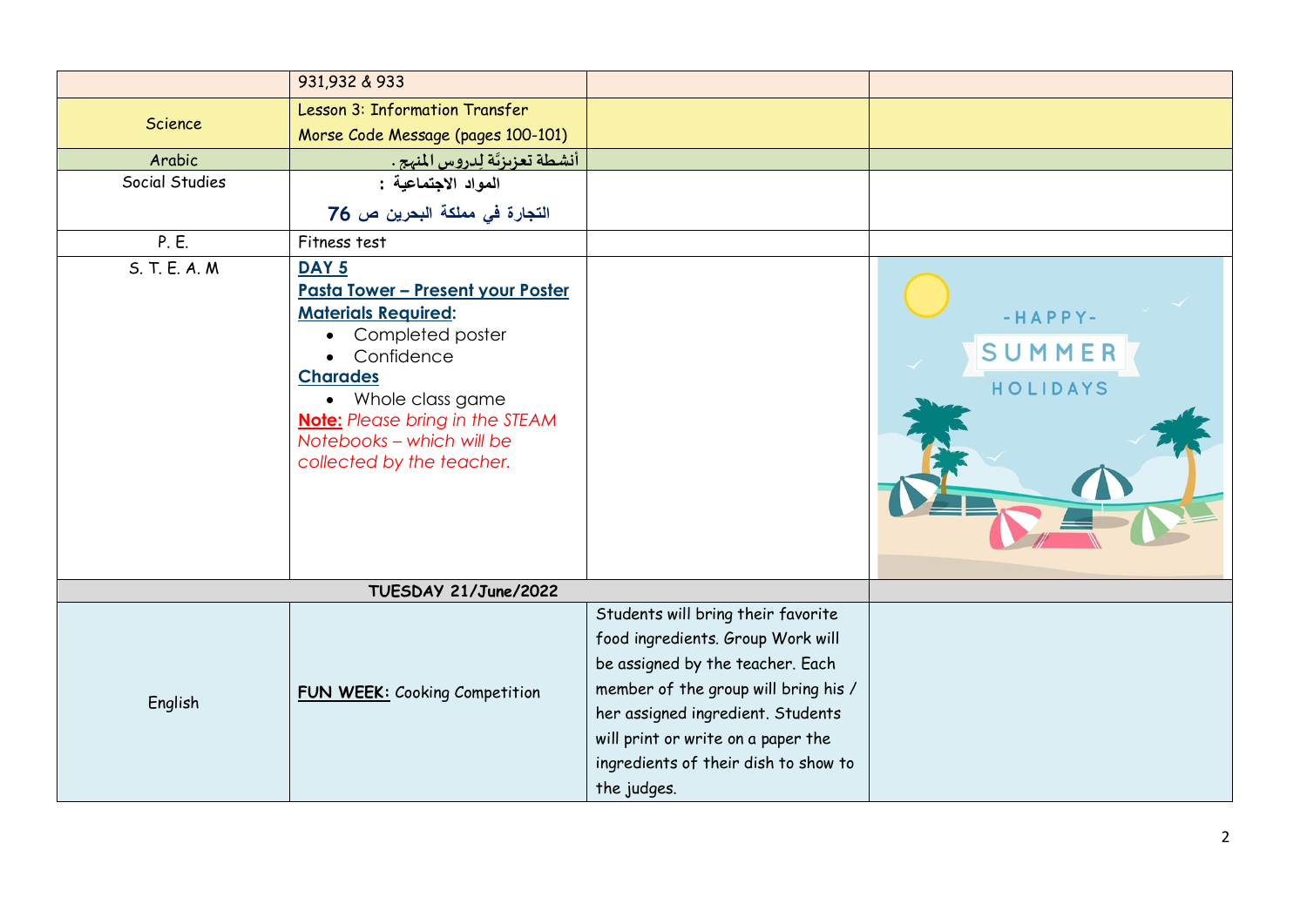| | | | |
|---|---|---|---|
| | 931,932 & 933 | | |
| Science | Lesson 3: Information Transfer<br>Morse Code Message (pages 100-101) | | |
| Arabic | أنشطة تعزيزيّة لِدروس المنهج . | | |
| Social Studies | المواد الاجتماعية :<br>التجارة في مملكة البحرين ص 76 | | |
| P. E. | Fitness test | | |
| S. T. E. A. M | **DAY 5**<br>**Pasta Tower – Present your Poster**<br>**Materials Required:**<br>• Completed poster<br>• Confidence<br>**Charades**<br>• Whole class game<br>**Note:** *Please bring in the STEAM Notebooks – which will be collected by the teacher.* | | |
| **TUESDAY 21/June/2022** | | | |
| English | **FUN WEEK:** Cooking Competition | Students will bring their favorite food ingredients. Group Work will be assigned by the teacher. Each member of the group will bring his / her assigned ingredient. Students will print or write on a paper the ingredients of their dish to show to the judges. | |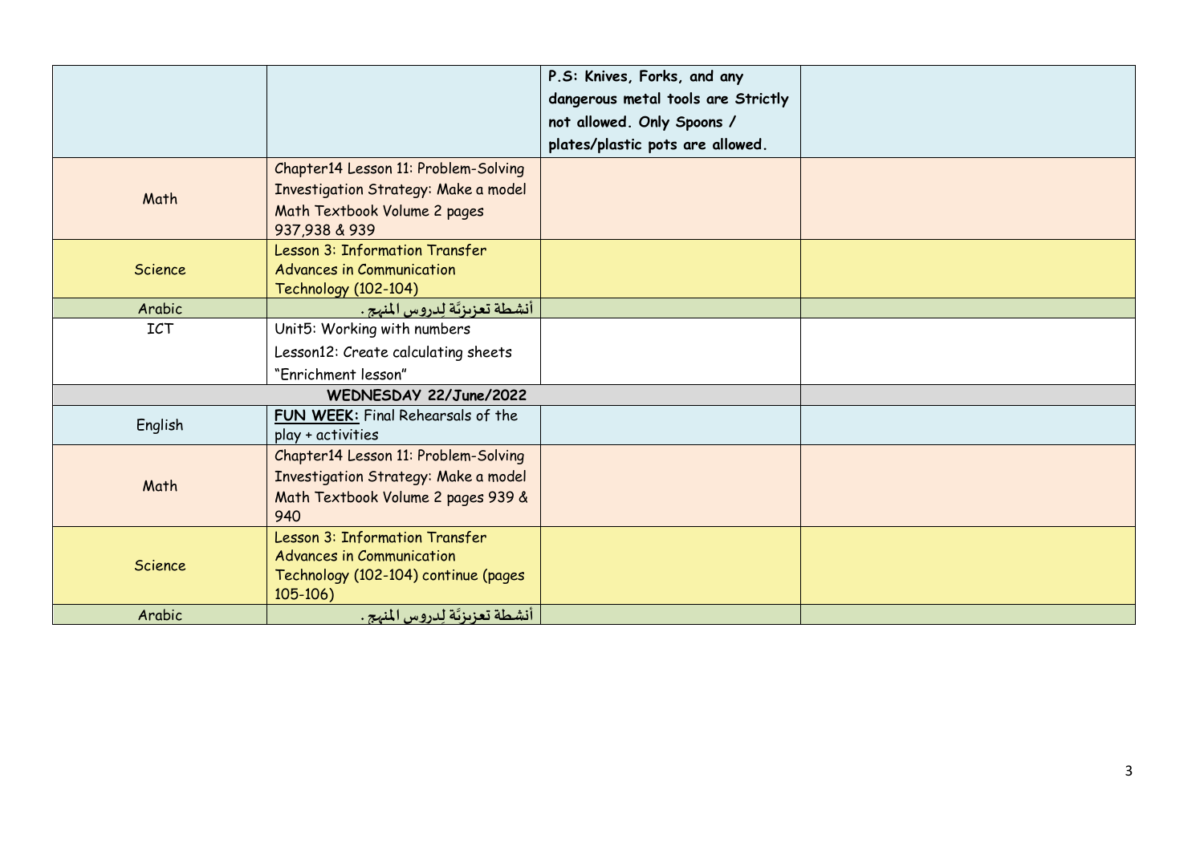| | | | |
|---|---|---|---|
| | | **P.S: Knives, Forks, and any dangerous metal tools are Strictly not allowed. Only Spoons / plates/plastic pots are allowed.** | |
| Math | Chapter14 Lesson 11: Problem-Solving Investigation Strategy: Make a model Math Textbook Volume 2 pages 937,938 & 939 | | |
| Science | Lesson 3: Information Transfer Advances in Communication Technology (102-104) | | |
| Arabic | أنشطة تعزيزيَّة لِدروس المنهج . | | |
| ICT | Unit5: Working with numbers Lesson12: Create calculating sheets "Enrichment lesson" | | |
| **WEDNESDAY 22/June/2022** | | | |
| English | **FUN WEEK:** Final Rehearsals of the play + activities | | |
| Math | Chapter14 Lesson 11: Problem-Solving Investigation Strategy: Make a model Math Textbook Volume 2 pages 939 & 940 | | |
| Science | Lesson 3: Information Transfer Advances in Communication Technology (102-104) continue (pages 105-106) | | |
| Arabic | أنشطة تعزيزيَّة لِدروس المنهج . | | |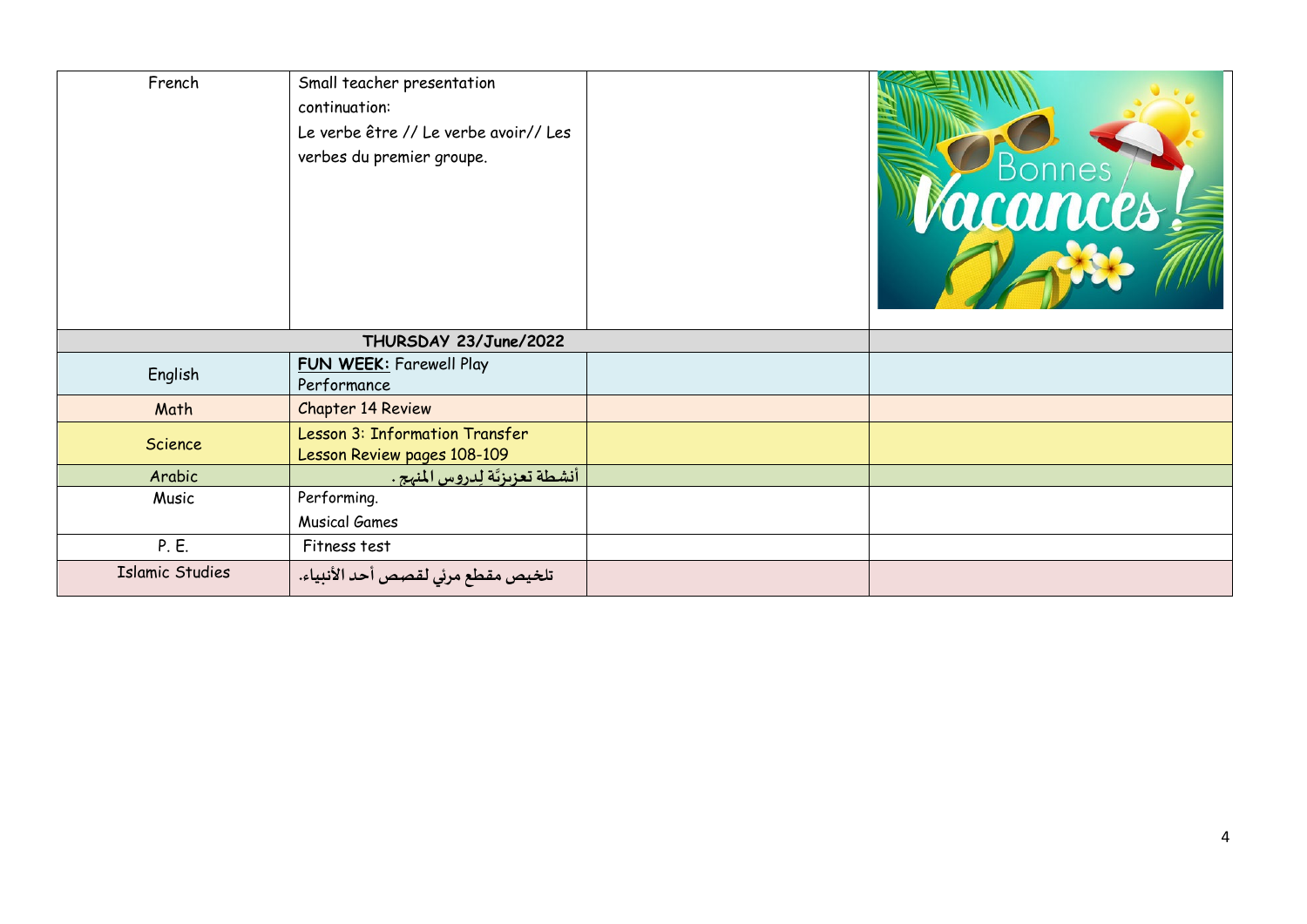| | | | |
|---|---|---|---|
| French | Small teacher presentation continuation:<br>Le verbe être // Le verbe avoir// Les verbes du premier groupe. | | |
| **THURSDAY 23/June/2022** | | | |
| English | **FUN WEEK:** Farewell Play Performance | | |
| Math | Chapter 14 Review | | |
| Science | Lesson 3: Information Transfer<br>Lesson Review pages 108-109 | | |
| Arabic | أنشطة تعزيزيَّة لِدروس المنهج . | | |
| Music | Performing.<br>Musical Games | | |
| P. E. | Fitness test | | |
| Islamic Studies | تلخيص مقطع مرئي لقصص أحد الأنبياء. | | |